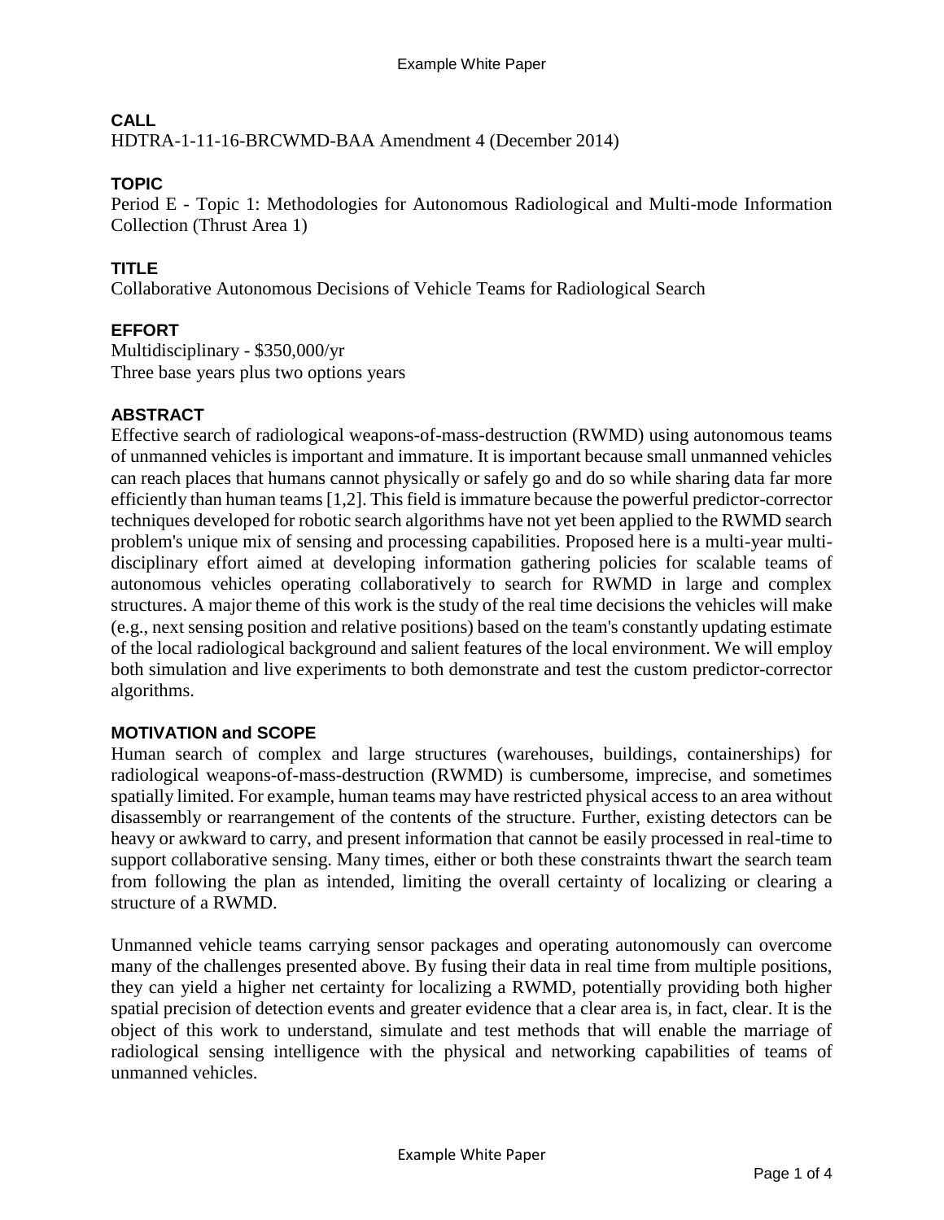## CALL

HDTRA-1-11-16-BRCWMD-BAA Amendment 4 (December 2014)

## TOPIC

Period E - Topic 1: Methodologies for Autonomous Radiological and Multi-mode Information Collection (Thrust Area 1)

## TITLE

Collaborative Autonomous Decisions of Vehicle Teams for Radiological Search

## EFFORT

Multidisciplinary - $350,000/yr
Three base years plus two options years

## ABSTRACT

Effective search of radiological weapons-of-mass-destruction (RWMD) using autonomous teams of unmanned vehicles is important and immature. It is important because small unmanned vehicles can reach places that humans cannot physically or safely go and do so while sharing data far more efficiently than human teams [1,2]. This field is immature because the powerful predictor-corrector techniques developed for robotic search algorithms have not yet been applied to the RWMD search problem's unique mix of sensing and processing capabilities. Proposed here is a multi-year multi-disciplinary effort aimed at developing information gathering policies for scalable teams of autonomous vehicles operating collaboratively to search for RWMD in large and complex structures. A major theme of this work is the study of the real time decisions the vehicles will make (e.g., next sensing position and relative positions) based on the team's constantly updating estimate of the local radiological background and salient features of the local environment. We will employ both simulation and live experiments to both demonstrate and test the custom predictor-corrector algorithms.

## MOTIVATION and SCOPE

Human search of complex and large structures (warehouses, buildings, containerships) for radiological weapons-of-mass-destruction (RWMD) is cumbersome, imprecise, and sometimes spatially limited. For example, human teams may have restricted physical access to an area without disassembly or rearrangement of the contents of the structure. Further, existing detectors can be heavy or awkward to carry, and present information that cannot be easily processed in real-time to support collaborative sensing. Many times, either or both these constraints thwart the search team from following the plan as intended, limiting the overall certainty of localizing or clearing a structure of a RWMD.

Unmanned vehicle teams carrying sensor packages and operating autonomously can overcome many of the challenges presented above. By fusing their data in real time from multiple positions, they can yield a higher net certainty for localizing a RWMD, potentially providing both higher spatial precision of detection events and greater evidence that a clear area is, in fact, clear. It is the object of this work to understand, simulate and test methods that will enable the marriage of radiological sensing intelligence with the physical and networking capabilities of teams of unmanned vehicles.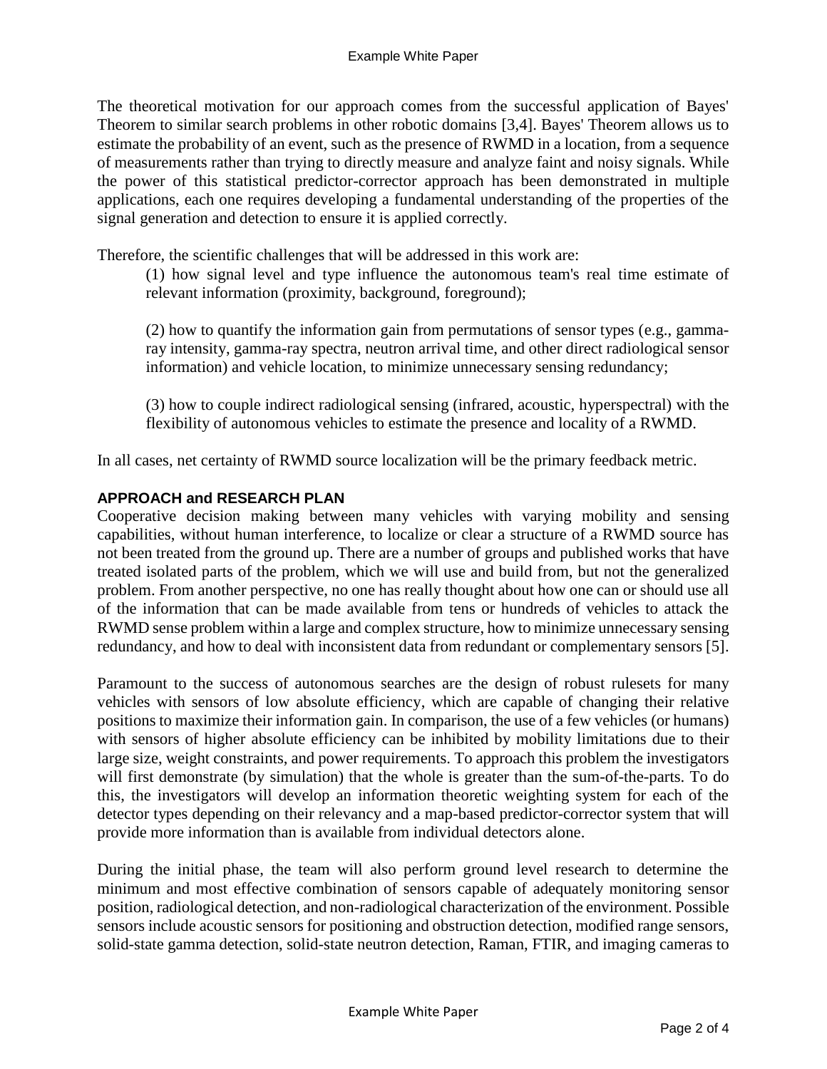The theoretical motivation for our approach comes from the successful application of Bayes' Theorem to similar search problems in other robotic domains [3,4]. Bayes' Theorem allows us to estimate the probability of an event, such as the presence of RWMD in a location, from a sequence of measurements rather than trying to directly measure and analyze faint and noisy signals. While the power of this statistical predictor-corrector approach has been demonstrated in multiple applications, each one requires developing a fundamental understanding of the properties of the signal generation and detection to ensure it is applied correctly.

Therefore, the scientific challenges that will be addressed in this work are:

(1) how signal level and type influence the autonomous team's real time estimate of relevant information (proximity, background, foreground);

(2) how to quantify the information gain from permutations of sensor types (e.g., gamma-ray intensity, gamma-ray spectra, neutron arrival time, and other direct radiological sensor information) and vehicle location, to minimize unnecessary sensing redundancy;

(3) how to couple indirect radiological sensing (infrared, acoustic, hyperspectral) with the flexibility of autonomous vehicles to estimate the presence and locality of a RWMD.

In all cases, net certainty of RWMD source localization will be the primary feedback metric.

## APPROACH and RESEARCH PLAN

Cooperative decision making between many vehicles with varying mobility and sensing capabilities, without human interference, to localize or clear a structure of a RWMD source has not been treated from the ground up. There are a number of groups and published works that have treated isolated parts of the problem, which we will use and build from, but not the generalized problem. From another perspective, no one has really thought about how one can or should use all of the information that can be made available from tens or hundreds of vehicles to attack the RWMD sense problem within a large and complex structure, how to minimize unnecessary sensing redundancy, and how to deal with inconsistent data from redundant or complementary sensors [5].

Paramount to the success of autonomous searches are the design of robust rulesets for many vehicles with sensors of low absolute efficiency, which are capable of changing their relative positions to maximize their information gain. In comparison, the use of a few vehicles (or humans) with sensors of higher absolute efficiency can be inhibited by mobility limitations due to their large size, weight constraints, and power requirements. To approach this problem the investigators will first demonstrate (by simulation) that the whole is greater than the sum-of-the-parts. To do this, the investigators will develop an information theoretic weighting system for each of the detector types depending on their relevancy and a map-based predictor-corrector system that will provide more information than is available from individual detectors alone.

During the initial phase, the team will also perform ground level research to determine the minimum and most effective combination of sensors capable of adequately monitoring sensor position, radiological detection, and non-radiological characterization of the environment. Possible sensors include acoustic sensors for positioning and obstruction detection, modified range sensors, solid-state gamma detection, solid-state neutron detection, Raman, FTIR, and imaging cameras to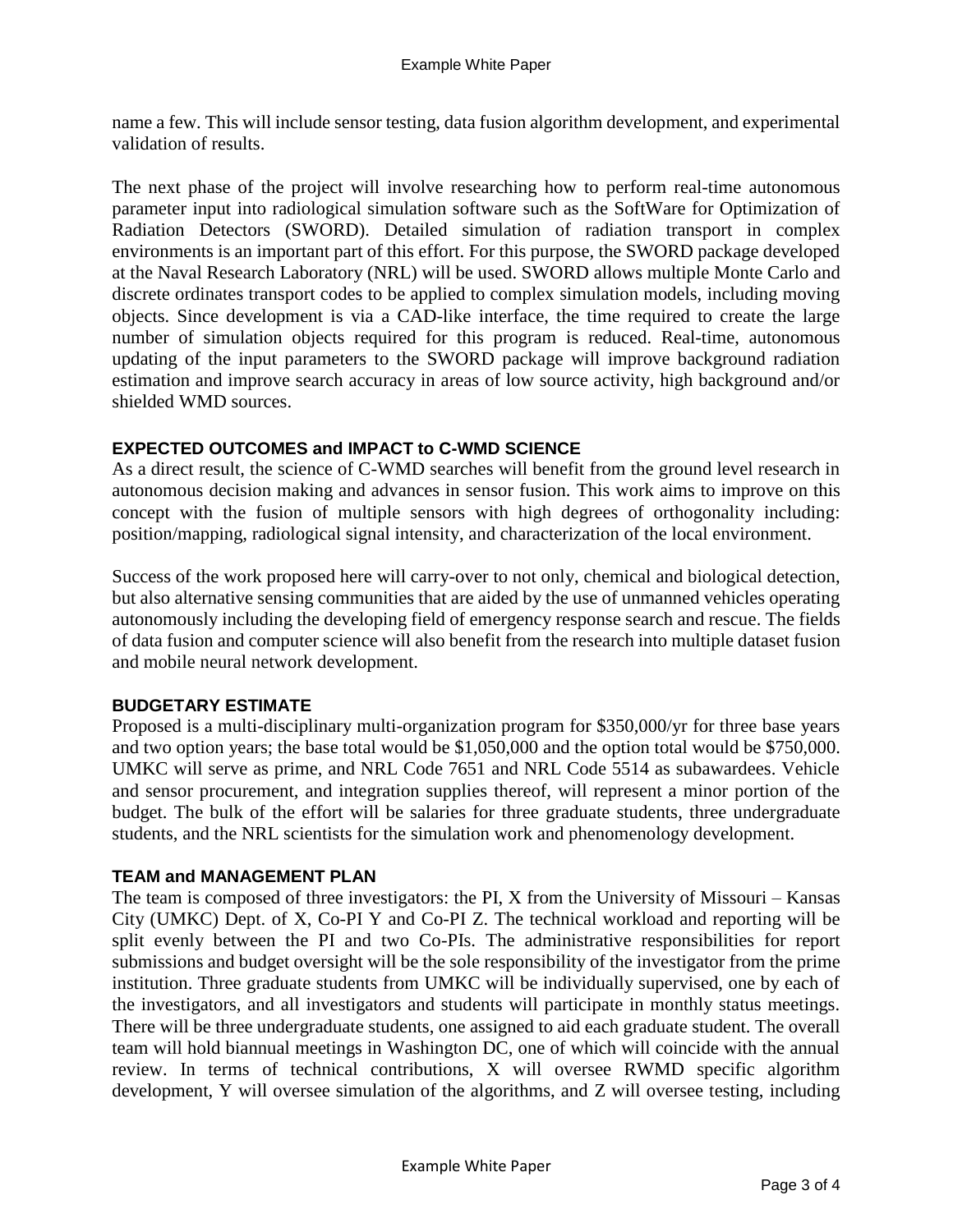name a few. This will include sensor testing, data fusion algorithm development, and experimental validation of results.

The next phase of the project will involve researching how to perform real-time autonomous parameter input into radiological simulation software such as the SoftWare for Optimization of Radiation Detectors (SWORD). Detailed simulation of radiation transport in complex environments is an important part of this effort. For this purpose, the SWORD package developed at the Naval Research Laboratory (NRL) will be used. SWORD allows multiple Monte Carlo and discrete ordinates transport codes to be applied to complex simulation models, including moving objects. Since development is via a CAD-like interface, the time required to create the large number of simulation objects required for this program is reduced. Real-time, autonomous updating of the input parameters to the SWORD package will improve background radiation estimation and improve search accuracy in areas of low source activity, high background and/or shielded WMD sources.

## EXPECTED OUTCOMES and IMPACT to C-WMD SCIENCE

As a direct result, the science of C-WMD searches will benefit from the ground level research in autonomous decision making and advances in sensor fusion. This work aims to improve on this concept with the fusion of multiple sensors with high degrees of orthogonality including: position/mapping, radiological signal intensity, and characterization of the local environment.

Success of the work proposed here will carry-over to not only, chemical and biological detection, but also alternative sensing communities that are aided by the use of unmanned vehicles operating autonomously including the developing field of emergency response search and rescue. The fields of data fusion and computer science will also benefit from the research into multiple dataset fusion and mobile neural network development.

## BUDGETARY ESTIMATE

Proposed is a multi-disciplinary multi-organization program for $350,000/yr for three base years and two option years; the base total would be $1,050,000 and the option total would be $750,000. UMKC will serve as prime, and NRL Code 7651 and NRL Code 5514 as subawardees. Vehicle and sensor procurement, and integration supplies thereof, will represent a minor portion of the budget. The bulk of the effort will be salaries for three graduate students, three undergraduate students, and the NRL scientists for the simulation work and phenomenology development.

## TEAM and MANAGEMENT PLAN

The team is composed of three investigators: the PI, X from the University of Missouri – Kansas City (UMKC) Dept. of X, Co-PI Y and Co-PI Z. The technical workload and reporting will be split evenly between the PI and two Co-PIs. The administrative responsibilities for report submissions and budget oversight will be the sole responsibility of the investigator from the prime institution. Three graduate students from UMKC will be individually supervised, one by each of the investigators, and all investigators and students will participate in monthly status meetings. There will be three undergraduate students, one assigned to aid each graduate student. The overall team will hold biannual meetings in Washington DC, one of which will coincide with the annual review. In terms of technical contributions, X will oversee RWMD specific algorithm development, Y will oversee simulation of the algorithms, and Z will oversee testing, including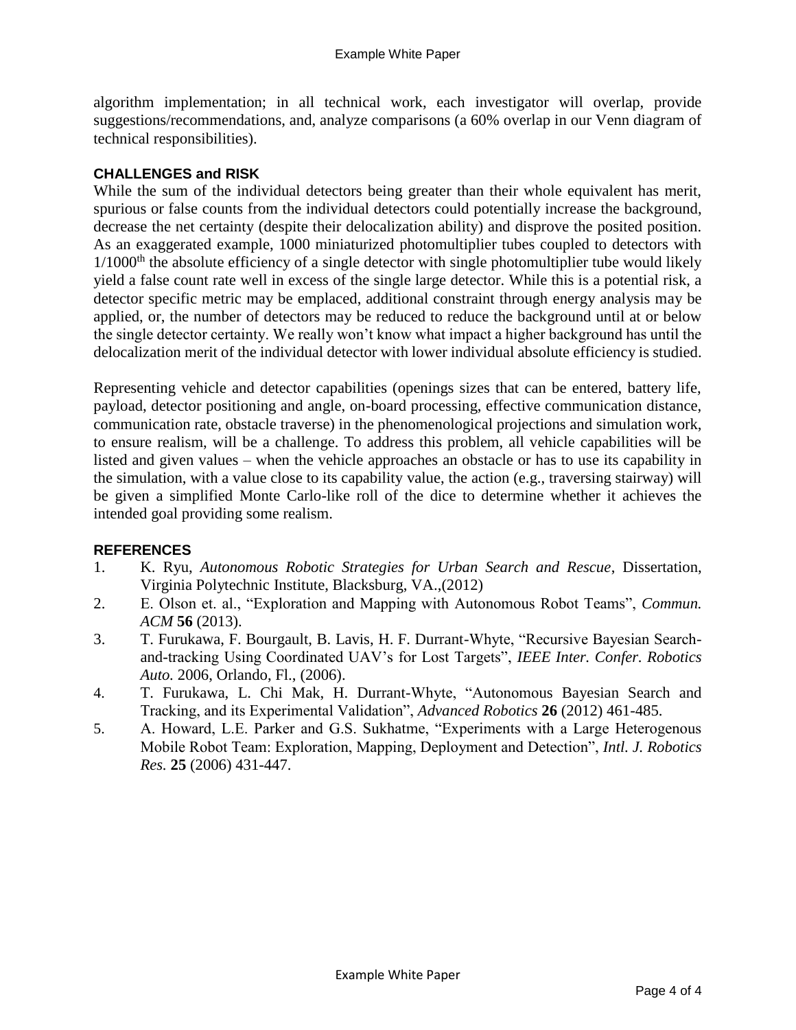algorithm implementation; in all technical work, each investigator will overlap, provide suggestions/recommendations, and, analyze comparisons (a 60% overlap in our Venn diagram of technical responsibilities).

## CHALLENGES and RISK

While the sum of the individual detectors being greater than their whole equivalent has merit, spurious or false counts from the individual detectors could potentially increase the background, decrease the net certainty (despite their delocalization ability) and disprove the posited position. As an exaggerated example, 1000 miniaturized photomultiplier tubes coupled to detectors with $1/1000^{th}$ the absolute efficiency of a single detector with single photomultiplier tube would likely yield a false count rate well in excess of the single large detector. While this is a potential risk, a detector specific metric may be emplaced, additional constraint through energy analysis may be applied, or, the number of detectors may be reduced to reduce the background until at or below the single detector certainty. We really won't know what impact a higher background has until the delocalization merit of the individual detector with lower individual absolute efficiency is studied.

Representing vehicle and detector capabilities (openings sizes that can be entered, battery life, payload, detector positioning and angle, on-board processing, effective communication distance, communication rate, obstacle traverse) in the phenomenological projections and simulation work, to ensure realism, will be a challenge. To address this problem, all vehicle capabilities will be listed and given values – when the vehicle approaches an obstacle or has to use its capability in the simulation, with a value close to its capability value, the action (e.g., traversing stairway) will be given a simplified Monte Carlo-like roll of the dice to determine whether it achieves the intended goal providing some realism.

## REFERENCES

1. K. Ryu, *Autonomous Robotic Strategies for Urban Search and Rescue*, Dissertation, Virginia Polytechnic Institute, Blacksburg, VA.,(2012)
2. E. Olson et. al., "Exploration and Mapping with Autonomous Robot Teams", *Commun. ACM* **56** (2013).
3. T. Furukawa, F. Bourgault, B. Lavis, H. F. Durrant-Whyte, "Recursive Bayesian Search-and-tracking Using Coordinated UAV's for Lost Targets", *IEEE Inter. Confer. Robotics Auto.* 2006, Orlando, Fl., (2006).
4. T. Furukawa, L. Chi Mak, H. Durrant-Whyte, "Autonomous Bayesian Search and Tracking, and its Experimental Validation", *Advanced Robotics* **26** (2012) 461-485.
5. A. Howard, L.E. Parker and G.S. Sukhatme, "Experiments with a Large Heterogenous Mobile Robot Team: Exploration, Mapping, Deployment and Detection", *Intl. J. Robotics Res.* **25** (2006) 431-447.